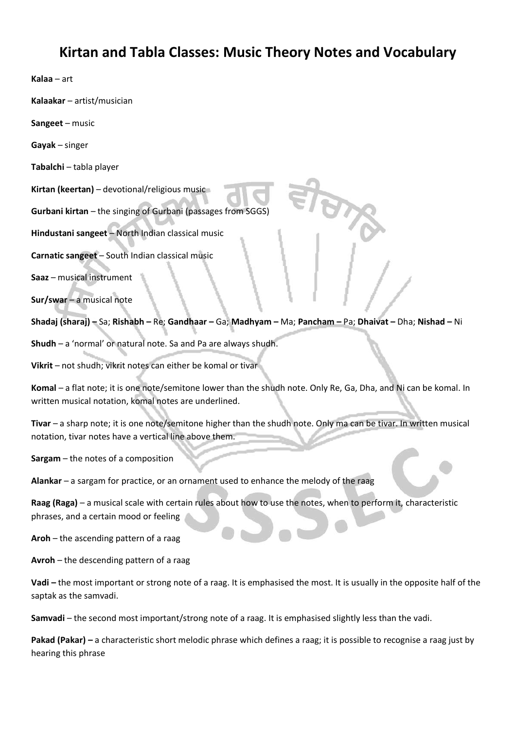# Kirtan and Tabla Classes: Music Theory Notes and Vocabulary

**Kalaa** – art

**Kalaakar** – artist/musician

**Sangeet** – music

**Gayak** – singer

**Tabalchi** – tabla player

**Kirtan (keertan)** – devotional/religious music

**Gurbani kirtan** – the singing of Gurbani (passages from SGGS)

**Hindustani sangeet** – North Indian classical music

**Carnatic sangeet** – South Indian classical music

**Saaz** – musical instrument

**Sur/swar** – a musical note

**Shadaj (sharaj) –** Sa; **Rishabh –** Re; **Gandhaar –** Ga; **Madhyam –** Ma; **Pancham –** Pa; **Dhaivat –** Dha; **Nishad –** Ni

**Shudh** – a 'normal' or natural note. Sa and Pa are always shudh.

**Vikrit** – not shudh; vikrit notes can either be komal or tivar

**Komal** – a flat note; it is one note/semitone lower than the shudh note. Only Re, Ga, Dha, and Ni can be komal. In written musical notation, komal notes are underlined.

**Tivar** – a sharp note; it is one note/semitone higher than the shudh note. Only ma can be tivar. In written musical notation, tivar notes have a vertical line above them.

**Sargam** – the notes of a composition

**Alankar** – a sargam for practice, or an ornament used to enhance the melody of the raag

**Raag (Raga)** – a musical scale with certain rules about how to use the notes, when to perform it, characteristic phrases, and a certain mood or feeling

**Aroh** – the ascending pattern of a raag

**Avroh** – the descending pattern of a raag

**Vadi –** the most important or strong note of a raag. It is emphasised the most. It is usually in the opposite half of the saptak as the samvadi.

**Samvadi** – the second most important/strong note of a raag. It is emphasised slightly less than the vadi.

**Pakad (Pakar) –** a characteristic short melodic phrase which defines a raag; it is possible to recognise a raag just by hearing this phrase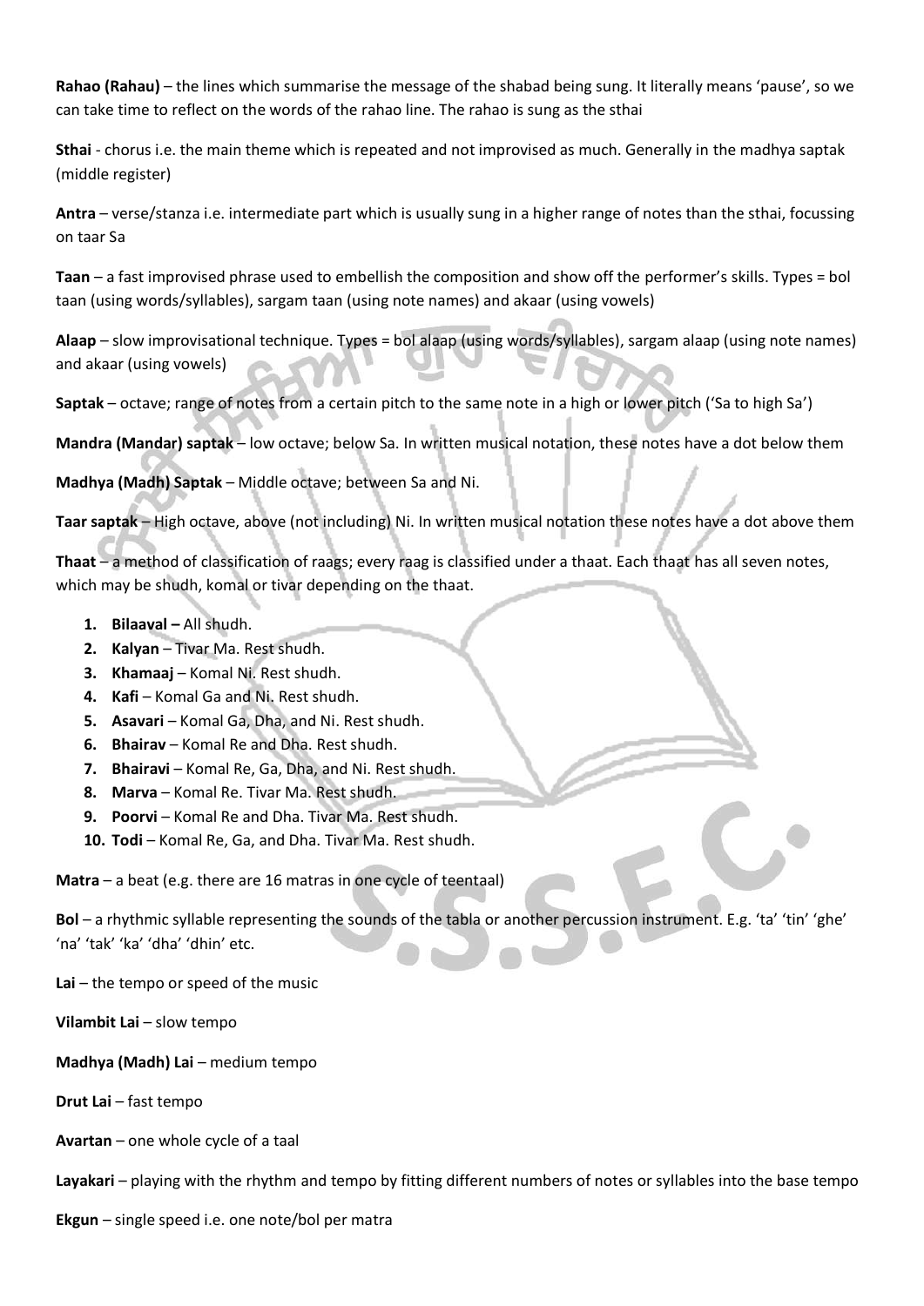**Rahao (Rahau)** – the lines which summarise the message of the shabad being sung. It literally means 'pause', so we can take time to reflect on the words of the rahao line. The rahao is sung as the sthai

**Sthai** - chorus i.e. the main theme which is repeated and not improvised as much. Generally in the madhya saptak (middle register)

**Antra** – verse/stanza i.e. intermediate part which is usually sung in a higher range of notes than the sthai, focussing on taar Sa

**Taan** – a fast improvised phrase used to embellish the composition and show off the performer's skills. Types = bol taan (using words/syllables), sargam taan (using note names) and akaar (using vowels)

**Alaap** – slow improvisational technique. Types = bol alaap (using words/syllables), sargam alaap (using note names) and akaar (using vowels)

**Saptak** – octave; range of notes from a certain pitch to the same note in a high or lower pitch ('Sa to high Sa')

**Mandra (Mandar) saptak** – low octave; below Sa. In written musical notation, these notes have a dot below them

**Madhya (Madh) Saptak** – Middle octave; between Sa and Ni.

**Taar saptak** – High octave, above (not including) Ni. In written musical notation these notes have a dot above them

**Thaat** – a method of classification of raags; every raag is classified under a thaat. Each thaat has all seven notes, which may be shudh, komal or tivar depending on the thaat.

1. **Bilaaval –** All shudh.
2. **Kalyan** – Tivar Ma. Rest shudh.
3. **Khamaaj** – Komal Ni. Rest shudh.
4. **Kafi** – Komal Ga and Ni. Rest shudh.
5. **Asavari** – Komal Ga, Dha, and Ni. Rest shudh.
6. **Bhairav** – Komal Re and Dha. Rest shudh.
7. **Bhairavi** – Komal Re, Ga, Dha, and Ni. Rest shudh.
8. **Marva** – Komal Re. Tivar Ma. Rest shudh.
9. **Poorvi** – Komal Re and Dha. Tivar Ma. Rest shudh.
10. **Todi** – Komal Re, Ga, and Dha. Tivar Ma. Rest shudh.

**Matra** – a beat (e.g. there are 16 matras in one cycle of teentaal)

**Bol** – a rhythmic syllable representing the sounds of the tabla or another percussion instrument. E.g. 'ta' 'tin' 'ghe' 'na' 'tak' 'ka' 'dha' 'dhin' etc.

**Lai** – the tempo or speed of the music

**Vilambit Lai** – slow tempo

**Madhya (Madh) Lai** – medium tempo

**Drut Lai** – fast tempo

**Avartan** – one whole cycle of a taal

**Layakari** – playing with the rhythm and tempo by fitting different numbers of notes or syllables into the base tempo

**Ekgun** – single speed i.e. one note/bol per matra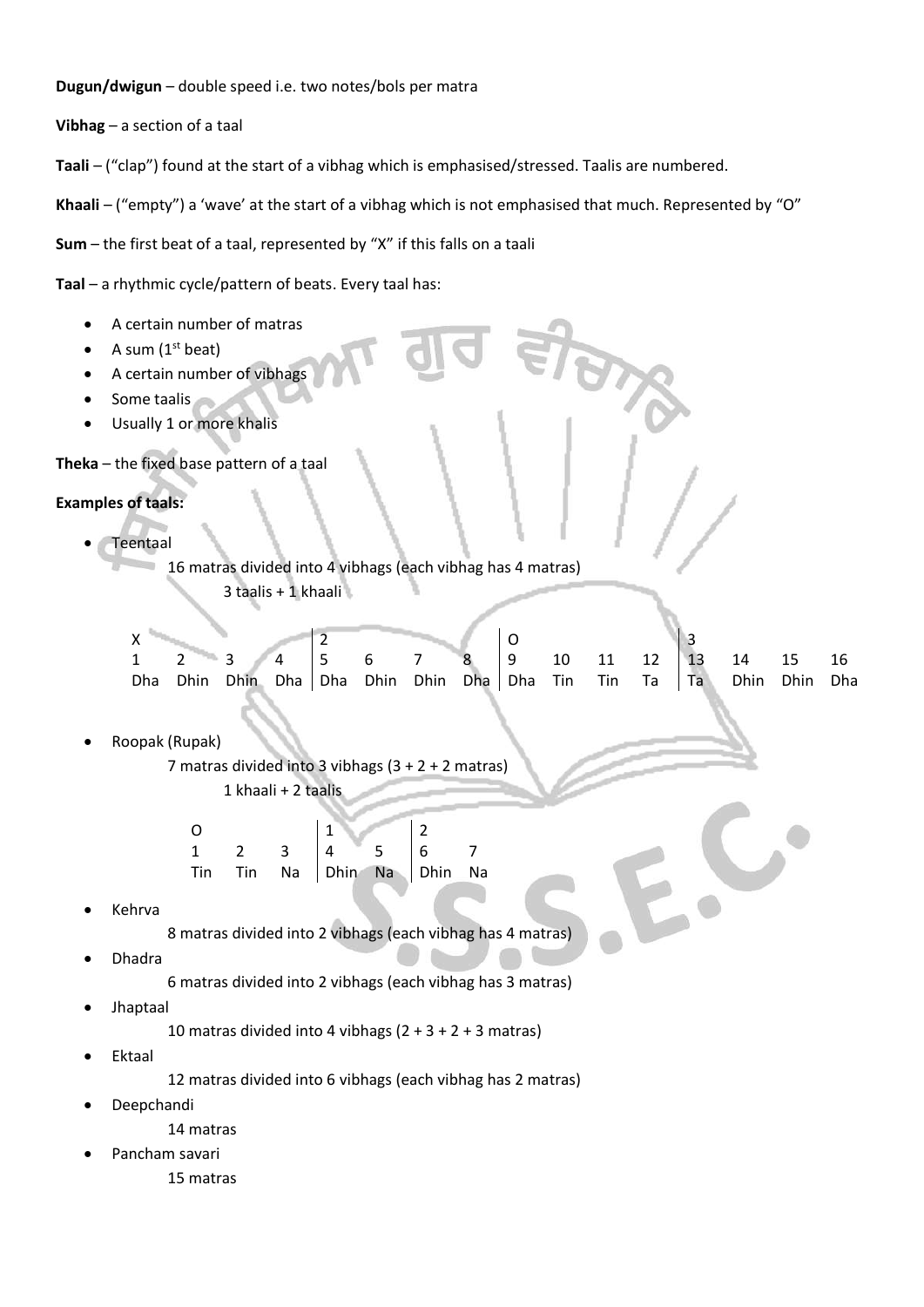**Dugun/dwigun** – double speed i.e. two notes/bols per matra

**Vibhag** – a section of a taal

**Taali** – ("clap") found at the start of a vibhag which is emphasised/stressed. Taalis are numbered.

**Khaali** – ("empty") a 'wave' at the start of a vibhag which is not emphasised that much. Represented by "O"

**Sum** – the first beat of a taal, represented by "X" if this falls on a taali

**Taal** – a rhythmic cycle/pattern of beats. Every taal has:

- A certain number of matras
- A sum (1st beat)
- A certain number of vibhags
- Some taalis
- Usually 1 or more khalis

**Theka** – the fixed base pattern of a taal

**Examples of taals:**

- Teentaal

  16 matras divided into 4 vibhags (each vibhag has 4 matras)

  3 taalis + 1 khaali

| | | | | | | | | | | | | | | | |
|---|---|---|---|---|---|---|---|---|---|---|---|---|---|---|---|
| X | | | | 2 | | | | O | | | | 3 | | | |
| 1 | 2 | 3 | 4 | 5 | 6 | 7 | 8 | 9 | 10 | 11 | 12 | 13 | 14 | 15 | 16 |
| Dha | Dhin | Dhin | Dha | Dha | Dhin | Dhin | Dha | Dha | Tin | Tin | Ta | Ta | Dhin | Dhin | Dha |

- Roopak (Rupak)

  7 matras divided into 3 vibhags (3 + 2 + 2 matras)

  1 khaali + 2 taalis

| | | | | | | |
|---|---|---|---|---|---|---|
| O | | | 1 | | 2 | |
| 1 | 2 | 3 | 4 | 5 | 6 | 7 |
| Tin | Tin | Na | Dhin | Na | Dhin | Na |

- Kehrva

  8 matras divided into 2 vibhags (each vibhag has 4 matras)

- Dhadra

  6 matras divided into 2 vibhags (each vibhag has 3 matras)

- Jhaptaal

  10 matras divided into 4 vibhags (2 + 3 + 2 + 3 matras)

- Ektaal

  12 matras divided into 6 vibhags (each vibhag has 2 matras)

- Deepchandi

  14 matras

- Pancham savari

  15 matras